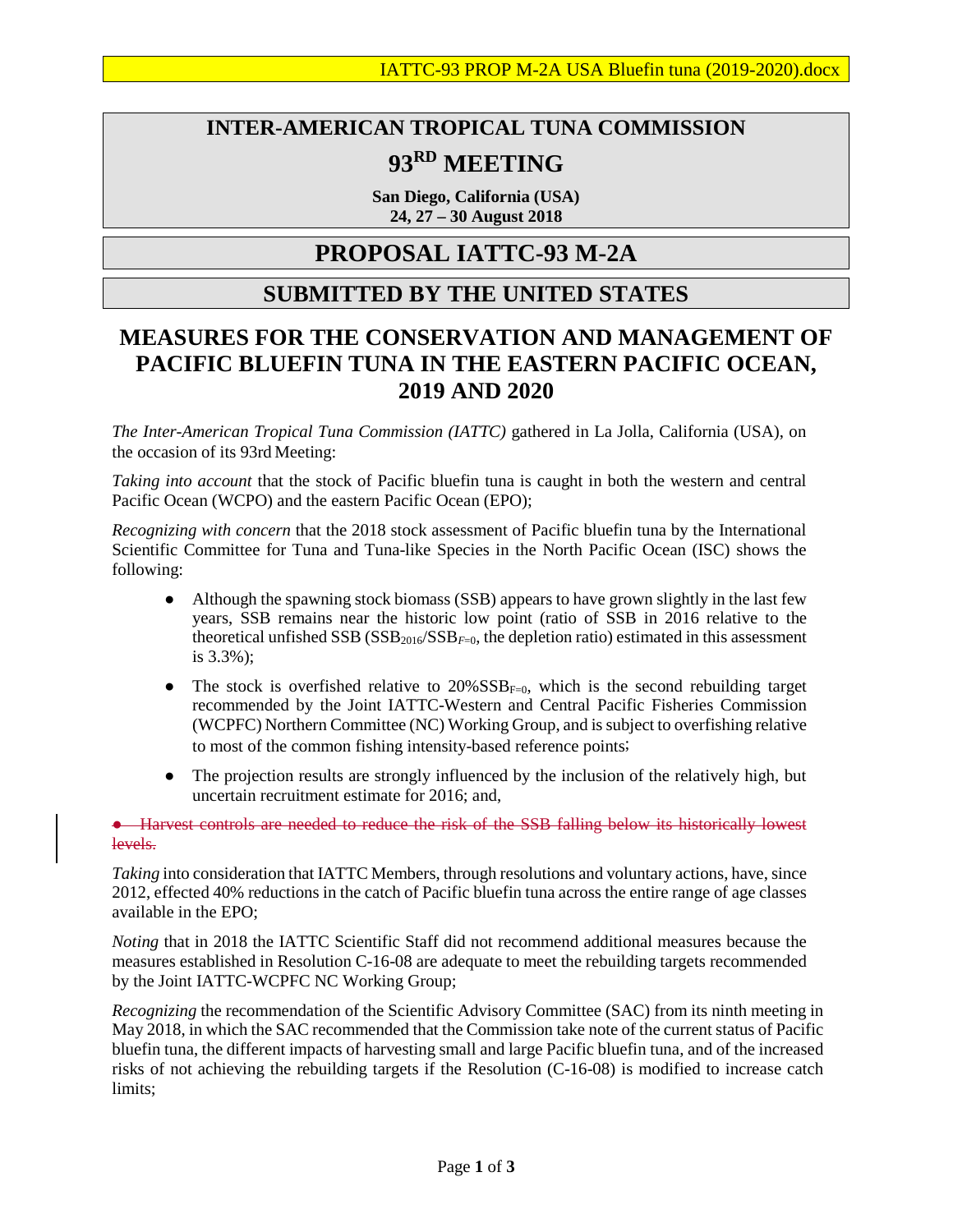IATTC-93 PROP M-2A USA Bluefin tuna (2019-2020).docx

# INTER-AMERICAN TROPICAL TUNA COMMISSION

# 93RD MEETING

**San Diego, California (USA)**
**24, 27 – 30 August 2018**

# PROPOSAL IATTC-93 M-2A

## SUBMITTED BY THE UNITED STATES

## MEASURES FOR THE CONSERVATION AND MANAGEMENT OF PACIFIC BLUEFIN TUNA IN THE EASTERN PACIFIC OCEAN, 2019 AND 2020

*The Inter-American Tropical Tuna Commission (IATTC)* gathered in La Jolla, California (USA), on the occasion of its 93rd Meeting:

*Taking into account* that the stock of Pacific bluefin tuna is caught in both the western and central Pacific Ocean (WCPO) and the eastern Pacific Ocean (EPO);

*Recognizing with concern* that the 2018 stock assessment of Pacific bluefin tuna by the International Scientific Committee for Tuna and Tuna-like Species in the North Pacific Ocean (ISC) shows the following:

- Although the spawning stock biomass (SSB) appears to have grown slightly in the last few years, SSB remains near the historic low point (ratio of SSB in 2016 relative to the theoretical unfished SSB ($SSB_{2016}/SSB_{F=0}$, the depletion ratio) estimated in this assessment is 3.3%);
- The stock is overfished relative to $20\%SSB_{F=0}$, which is the second rebuilding target recommended by the Joint IATTC-Western and Central Pacific Fisheries Commission (WCPFC) Northern Committee (NC) Working Group, and is subject to overfishing relative to most of the common fishing intensity-based reference points;
- The projection results are strongly influenced by the inclusion of the relatively high, but uncertain recruitment estimate for 2016; and,
- ~~Harvest controls are needed to reduce the risk of the SSB falling below its historically lowest levels.~~

*Taking* into consideration that IATTC Members, through resolutions and voluntary actions, have, since 2012, effected 40% reductions in the catch of Pacific bluefin tuna across the entire range of age classes available in the EPO;

*Noting* that in 2018 the IATTC Scientific Staff did not recommend additional measures because the measures established in Resolution C-16-08 are adequate to meet the rebuilding targets recommended by the Joint IATTC-WCPFC NC Working Group;

*Recognizing* the recommendation of the Scientific Advisory Committee (SAC) from its ninth meeting in May 2018, in which the SAC recommended that the Commission take note of the current status of Pacific bluefin tuna, the different impacts of harvesting small and large Pacific bluefin tuna, and of the increased risks of not achieving the rebuilding targets if the Resolution (C-16-08) is modified to increase catch limits;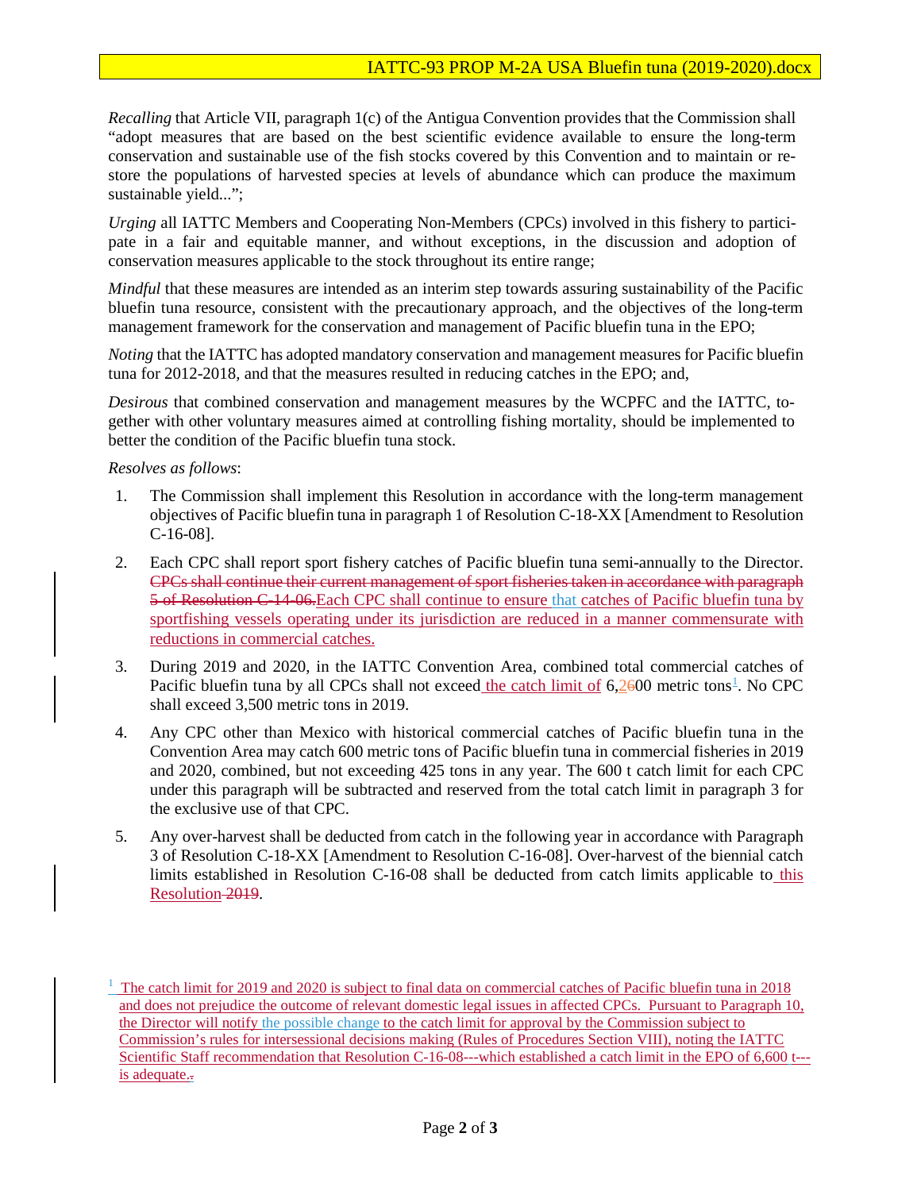*Recalling* that Article VII, paragraph 1(c) of the Antigua Convention provides that the Commission shall "adopt measures that are based on the best scientific evidence available to ensure the long-term conservation and sustainable use of the fish stocks covered by this Convention and to maintain or re-store the populations of harvested species at levels of abundance which can produce the maximum sustainable yield...";

*Urging* all IATTC Members and Cooperating Non-Members (CPCs) involved in this fishery to partici-pate in a fair and equitable manner, and without exceptions, in the discussion and adoption of conservation measures applicable to the stock throughout its entire range;

*Mindful* that these measures are intended as an interim step towards assuring sustainability of the Pacific bluefin tuna resource, consistent with the precautionary approach, and the objectives of the long-term management framework for the conservation and management of Pacific bluefin tuna in the EPO;

*Noting* that the IATTC has adopted mandatory conservation and management measures for Pacific bluefin tuna for 2012-2018, and that the measures resulted in reducing catches in the EPO; and,

*Desirous* that combined conservation and management measures by the WCPFC and the IATTC, to-gether with other voluntary measures aimed at controlling fishing mortality, should be implemented to better the condition of the Pacific bluefin tuna stock.

*Resolves as follows*:

1. The Commission shall implement this Resolution in accordance with the long-term management objectives of Pacific bluefin tuna in paragraph 1 of Resolution C-18-XX [Amendment to Resolution C-16-08].

2. Each CPC shall report sport fishery catches of Pacific bluefin tuna semi-annually to the Director. ~~CPCs shall continue their current management of sport fisheries taken in accordance with paragraph 5 of Resolution C-14-06.~~Each CPC shall continue to ensure that catches of Pacific bluefin tuna by sportfishing vessels operating under its jurisdiction are reduced in a manner commensurate with reductions in commercial catches.

3. During 2019 and 2020, in the IATTC Convention Area, combined total commercial catches of Pacific bluefin tuna by all CPCs shall not exceed the catch limit of 6,2~~6~~00 metric tons[1]. No CPC shall exceed 3,500 metric tons in 2019.

4. Any CPC other than Mexico with historical commercial catches of Pacific bluefin tuna in the Convention Area may catch 600 metric tons of Pacific bluefin tuna in commercial fisheries in 2019 and 2020, combined, but not exceeding 425 tons in any year. The 600 t catch limit for each CPC under this paragraph will be subtracted and reserved from the total catch limit in paragraph 3 for the exclusive use of that CPC.

5. Any over-harvest shall be deducted from catch in the following year in accordance with Paragraph 3 of Resolution C-18-XX [Amendment to Resolution C-16-08]. Over-harvest of the biennial catch limits established in Resolution C-16-08 shall be deducted from catch limits applicable to this Resolution ~~2019~~.

---

[1] The catch limit for 2019 and 2020 is subject to final data on commercial catches of Pacific bluefin tuna in 2018 and does not prejudice the outcome of relevant domestic legal issues in affected CPCs. Pursuant to Paragraph 10, the Director will notify the possible change to the catch limit for approval by the Commission subject to Commission's rules for intersessional decisions making (Rules of Procedures Section VIII), noting the IATTC Scientific Staff recommendation that Resolution C-16-08---which established a catch limit in the EPO of 6,600 t---is adequate.~~.~~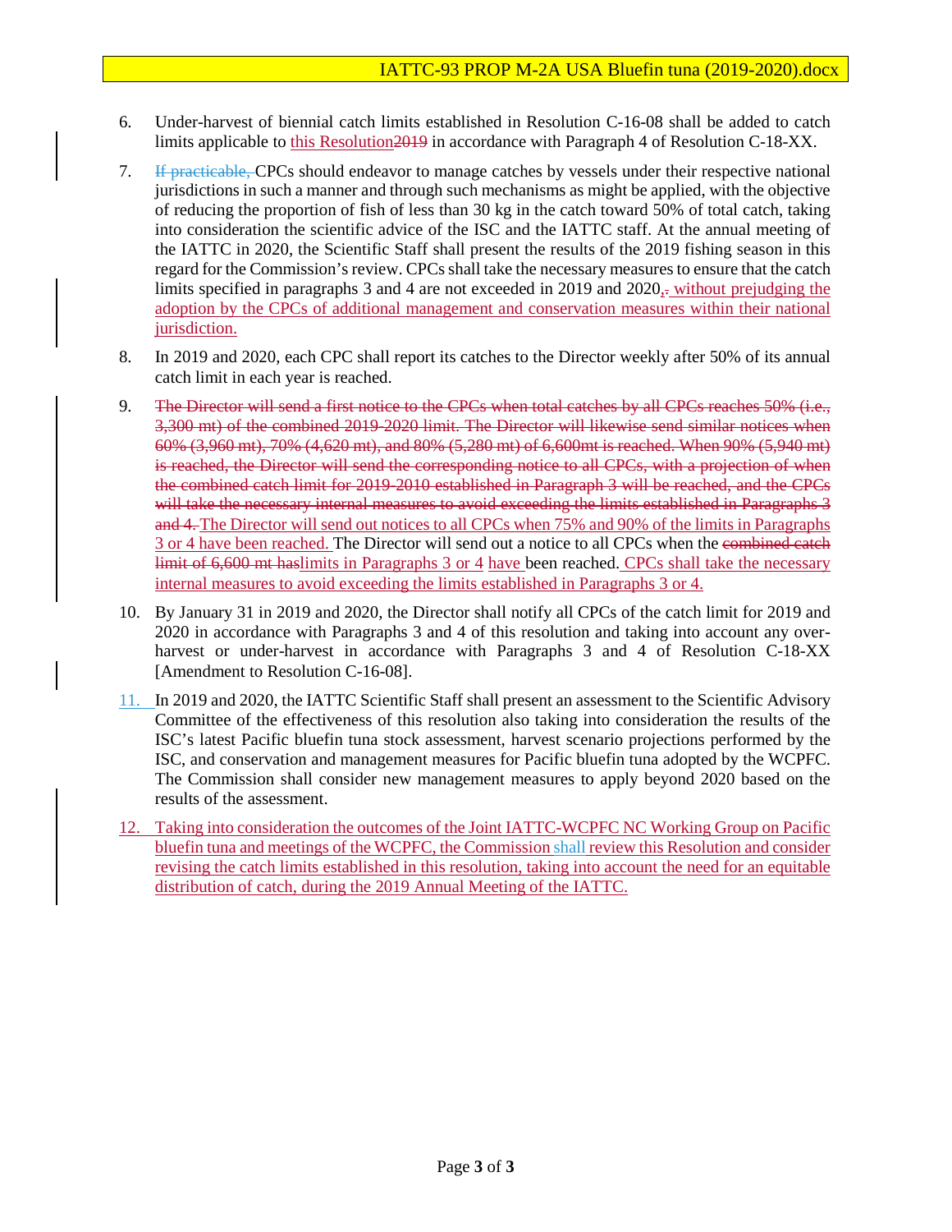6. Under-harvest of biennial catch limits established in Resolution C-16-08 shall be added to catch limits applicable to this Resolution~~2019~~ in accordance with Paragraph 4 of Resolution C-18-XX.

7. ~~If practicable,~~ CPCs should endeavor to manage catches by vessels under their respective national jurisdictions in such a manner and through such mechanisms as might be applied, with the objective of reducing the proportion of fish of less than 30 kg in the catch toward 50% of total catch, taking into consideration the scientific advice of the ISC and the IATTC staff. At the annual meeting of the IATTC in 2020, the Scientific Staff shall present the results of the 2019 fishing season in this regard for the Commission's review. CPCs shall take the necessary measures to ensure that the catch limits specified in paragraphs 3 and 4 are not exceeded in 2019 and 2020,~~.~~ without prejudging the adoption by the CPCs of additional management and conservation measures within their national jurisdiction.

8. In 2019 and 2020, each CPC shall report its catches to the Director weekly after 50% of its annual catch limit in each year is reached.

9. ~~The Director will send a first notice to the CPCs when total catches by all CPCs reaches 50% (i.e., 3,300 mt) of the combined 2019-2020 limit. The Director will likewise send similar notices when 60% (3,960 mt), 70% (4,620 mt), and 80% (5,280 mt) of 6,600mt is reached. When 90% (5,940 mt) is reached, the Director will send the corresponding notice to all CPCs, with a projection of when the combined catch limit for 2019-2010 established in Paragraph 3 will be reached, and the CPCs will take the necessary internal measures to avoid exceeding the limits established in Paragraphs 3 and 4.~~ The Director will send out notices to all CPCs when 75% and 90% of the limits in Paragraphs 3 or 4 have been reached. The Director will send out a notice to all CPCs when the ~~combined catch limit of 6,600 mt has~~limits in Paragraphs 3 or 4 have been reached. CPCs shall take the necessary internal measures to avoid exceeding the limits established in Paragraphs 3 or 4.

10. By January 31 in 2019 and 2020, the Director shall notify all CPCs of the catch limit for 2019 and 2020 in accordance with Paragraphs 3 and 4 of this resolution and taking into account any over-harvest or under-harvest in accordance with Paragraphs 3 and 4 of Resolution C-18-XX [Amendment to Resolution C-16-08].

11. In 2019 and 2020, the IATTC Scientific Staff shall present an assessment to the Scientific Advisory Committee of the effectiveness of this resolution also taking into consideration the results of the ISC's latest Pacific bluefin tuna stock assessment, harvest scenario projections performed by the ISC, and conservation and management measures for Pacific bluefin tuna adopted by the WCPFC. The Commission shall consider new management measures to apply beyond 2020 based on the results of the assessment.

12. Taking into consideration the outcomes of the Joint IATTC-WCPFC NC Working Group on Pacific bluefin tuna and meetings of the WCPFC, the Commission shall review this Resolution and consider revising the catch limits established in this resolution, taking into account the need for an equitable distribution of catch, during the 2019 Annual Meeting of the IATTC.